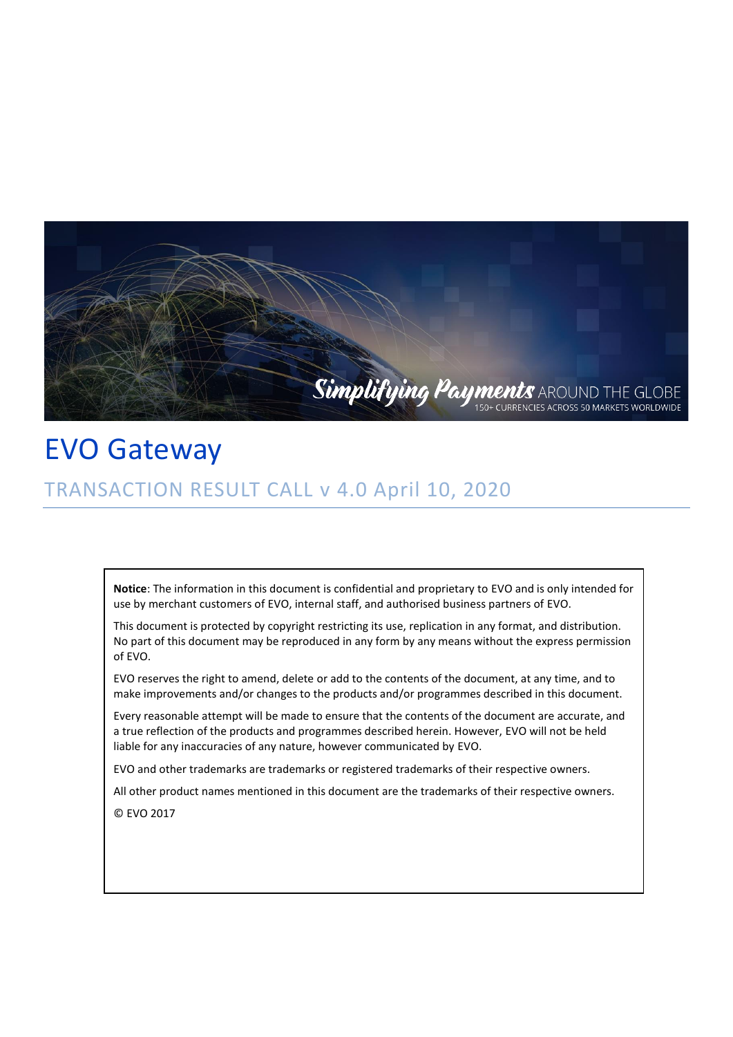# EVO Gateway

## TRANSACTION RESULT CALL v 4.0 April 10, 2020

**Notice**: The information in this document is confidential and proprietary to EVO and is only intended for use by merchant customers of EVO, internal staff, and authorised business partners of EVO.

This document is protected by copyright restricting its use, replication in any format, and distribution. No part of this document may be reproduced in any form by any means without the express permission of EVO.

EVO reserves the right to amend, delete or add to the contents of the document, at any time, and to make improvements and/or changes to the products and/or programmes described in this document.

Every reasonable attempt will be made to ensure that the contents of the document are accurate, and a true reflection of the products and programmes described herein. However, EVO will not be held liable for any inaccuracies of any nature, however communicated by EVO.

EVO and other trademarks are trademarks or registered trademarks of their respective owners.

All other product names mentioned in this document are the trademarks of their respective owners.

© EVO 2017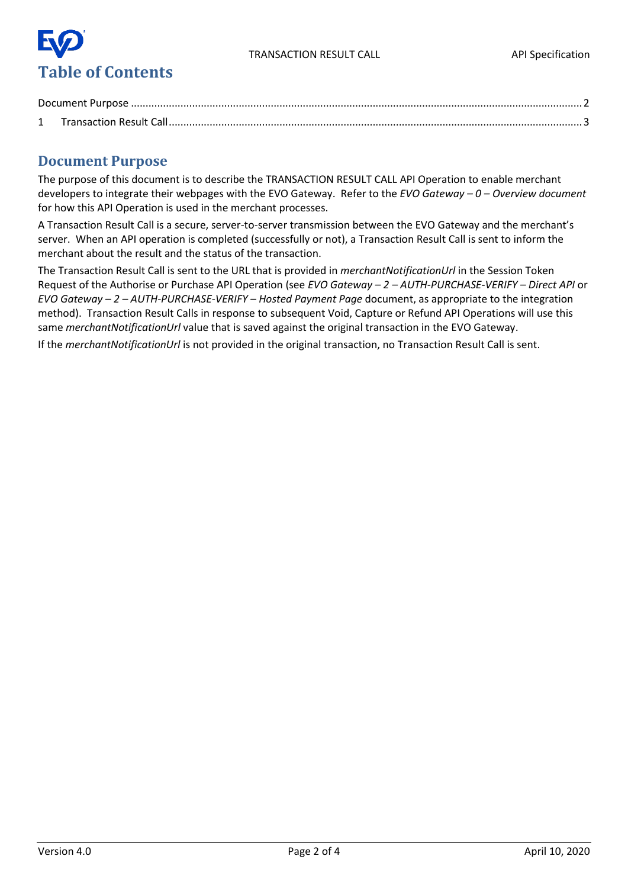# Table of Contents

Document Purpose ........................................................................................................................................... 2

1 Transaction Result Call ................................................................................................................................ 3

## Document Purpose

The purpose of this document is to describe the TRANSACTION RESULT CALL API Operation to enable merchant developers to integrate their webpages with the EVO Gateway. Refer to the *EVO Gateway – 0 – Overview document* for how this API Operation is used in the merchant processes.

A Transaction Result Call is a secure, server-to-server transmission between the EVO Gateway and the merchant's server. When an API operation is completed (successfully or not), a Transaction Result Call is sent to inform the merchant about the result and the status of the transaction.

The Transaction Result Call is sent to the URL that is provided in *merchantNotificationUrl* in the Session Token Request of the Authorise or Purchase API Operation (see *EVO Gateway – 2 – AUTH-PURCHASE-VERIFY – Direct API* or *EVO Gateway – 2 – AUTH-PURCHASE-VERIFY – Hosted Payment Page* document, as appropriate to the integration method). Transaction Result Calls in response to subsequent Void, Capture or Refund API Operations will use this same *merchantNotificationUrl* value that is saved against the original transaction in the EVO Gateway.

If the *merchantNotificationUrl* is not provided in the original transaction, no Transaction Result Call is sent.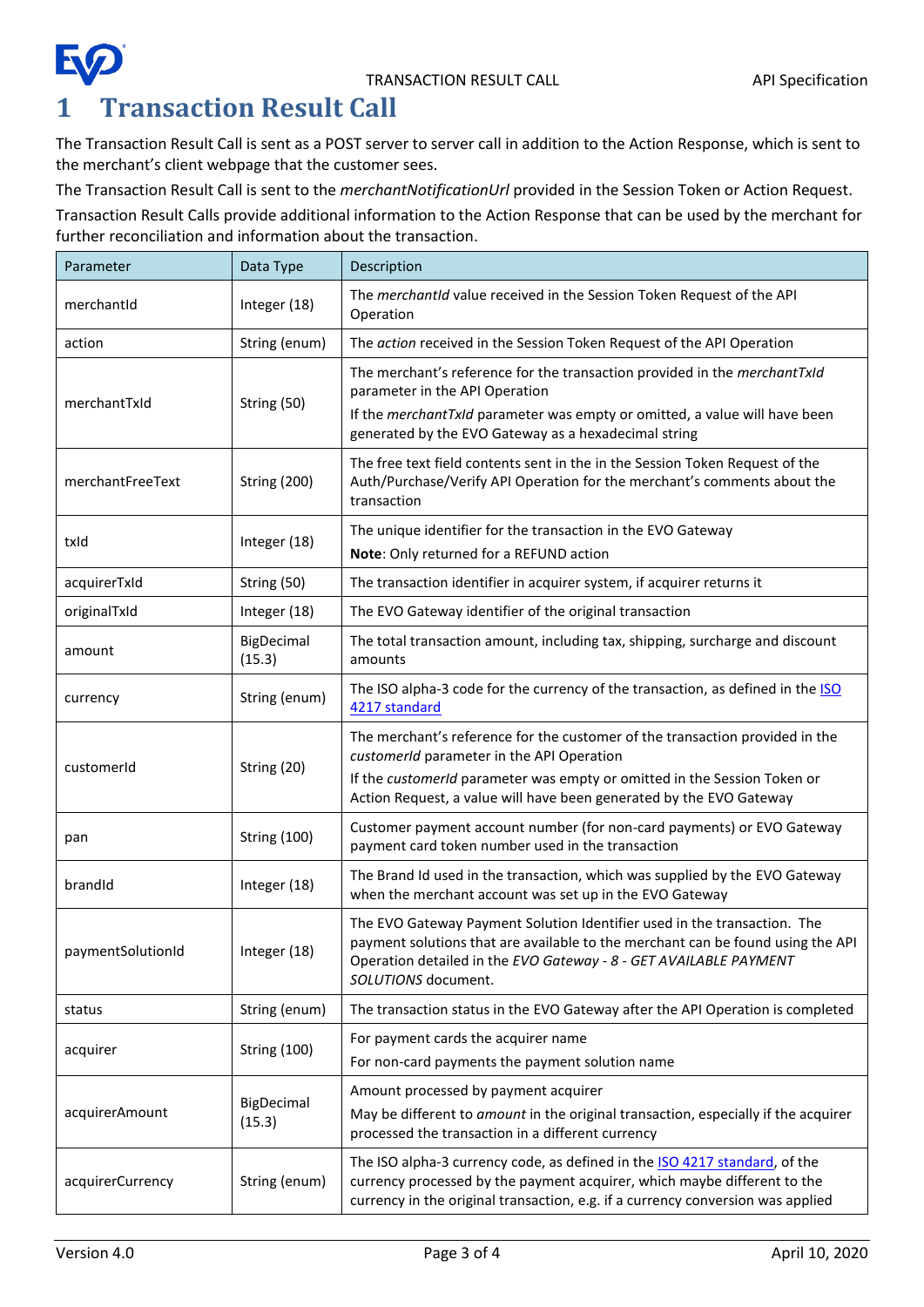# 1 Transaction Result Call

The Transaction Result Call is sent as a POST server to server call in addition to the Action Response, which is sent to the merchant's client webpage that the customer sees.

The Transaction Result Call is sent to the *merchantNotificationUrl* provided in the Session Token or Action Request.

Transaction Result Calls provide additional information to the Action Response that can be used by the merchant for further reconciliation and information about the transaction.

| Parameter | Data Type | Description |
|---|---|---|
| merchantId | Integer (18) | The *merchantId* value received in the Session Token Request of the API Operation |
| action | String (enum) | The *action* received in the Session Token Request of the API Operation |
| merchantTxId | String (50) | The merchant's reference for the transaction provided in the *merchantTxId* parameter in the API Operation<br>If the *merchantTxId* parameter was empty or omitted, a value will have been generated by the EVO Gateway as a hexadecimal string |
| merchantFreeText | String (200) | The free text field contents sent in the in the Session Token Request of the Auth/Purchase/Verify API Operation for the merchant's comments about the transaction |
| txId | Integer (18) | The unique identifier for the transaction in the EVO Gateway<br>**Note**: Only returned for a REFUND action |
| acquirerTxId | String (50) | The transaction identifier in acquirer system, if acquirer returns it |
| originalTxId | Integer (18) | The EVO Gateway identifier of the original transaction |
| amount | BigDecimal (15.3) | The total transaction amount, including tax, shipping, surcharge and discount amounts |
| currency | String (enum) | The ISO alpha-3 code for the currency of the transaction, as defined in the ISO 4217 standard |
| customerId | String (20) | The merchant's reference for the customer of the transaction provided in the *customerId* parameter in the API Operation<br>If the *customerId* parameter was empty or omitted in the Session Token or Action Request, a value will have been generated by the EVO Gateway |
| pan | String (100) | Customer payment account number (for non-card payments) or EVO Gateway payment card token number used in the transaction |
| brandId | Integer (18) | The Brand Id used in the transaction, which was supplied by the EVO Gateway when the merchant account was set up in the EVO Gateway |
| paymentSolutionId | Integer (18) | The EVO Gateway Payment Solution Identifier used in the transaction. The payment solutions that are available to the merchant can be found using the API Operation detailed in the *EVO Gateway - 8 - GET AVAILABLE PAYMENT SOLUTIONS* document. |
| status | String (enum) | The transaction status in the EVO Gateway after the API Operation is completed |
| acquirer | String (100) | For payment cards the acquirer name<br>For non-card payments the payment solution name |
| acquirerAmount | BigDecimal (15.3) | Amount processed by payment acquirer<br>May be different to *amount* in the original transaction, especially if the acquirer processed the transaction in a different currency |
| acquirerCurrency | String (enum) | The ISO alpha-3 currency code, as defined in the ISO 4217 standard, of the currency processed by the payment acquirer, which maybe different to the currency in the original transaction, e.g. if a currency conversion was applied |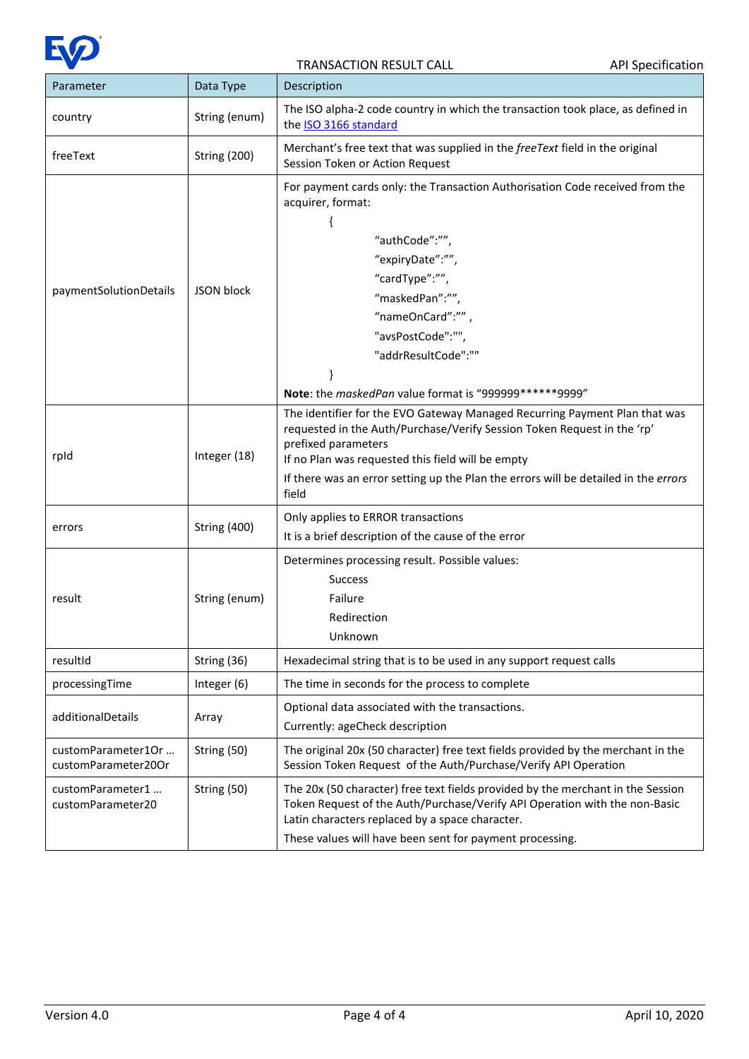| Parameter | Data Type | Description |
| --- | --- | --- |
| country | String (enum) | The ISO alpha-2 code country in which the transaction took place, as defined in the ISO 3166 standard |
| freeText | String (200) | Merchant's free text that was supplied in the *freeText* field in the original Session Token or Action Request |
| paymentSolutionDetails | JSON block | For payment cards only: the Transaction Authorisation Code received from the acquirer, format: { "authCode":"", "expiryDate":"", "cardType":"", "maskedPan":"", "nameOnCard":"" , "avsPostCode":"", "addrResultCode":"" } **Note**: the *maskedPan* value format is "999999******9999" |
| rpId | Integer (18) | The identifier for the EVO Gateway Managed Recurring Payment Plan that was requested in the Auth/Purchase/Verify Session Token Request in the 'rp' prefixed parameters If no Plan was requested this field will be empty If there was an error setting up the Plan the errors will be detailed in the *errors* field |
| errors | String (400) | Only applies to ERROR transactions It is a brief description of the cause of the error |
| result | String (enum) | Determines processing result. Possible values: Success Failure Redirection Unknown |
| resultId | String (36) | Hexadecimal string that is to be used in any support request calls |
| processingTime | Integer (6) | The time in seconds for the process to complete |
| additionalDetails | Array | Optional data associated with the transactions. Currently: ageCheck description |
| customParameter1Or … customParameter20Or | String (50) | The original 20x (50 character) free text fields provided by the merchant in the Session Token Request of the Auth/Purchase/Verify API Operation |
| customParameter1 … customParameter20 | String (50) | The 20x (50 character) free text fields provided by the merchant in the Session Token Request of the Auth/Purchase/Verify API Operation with the non-Basic Latin characters replaced by a space character. These values will have been sent for payment processing. |